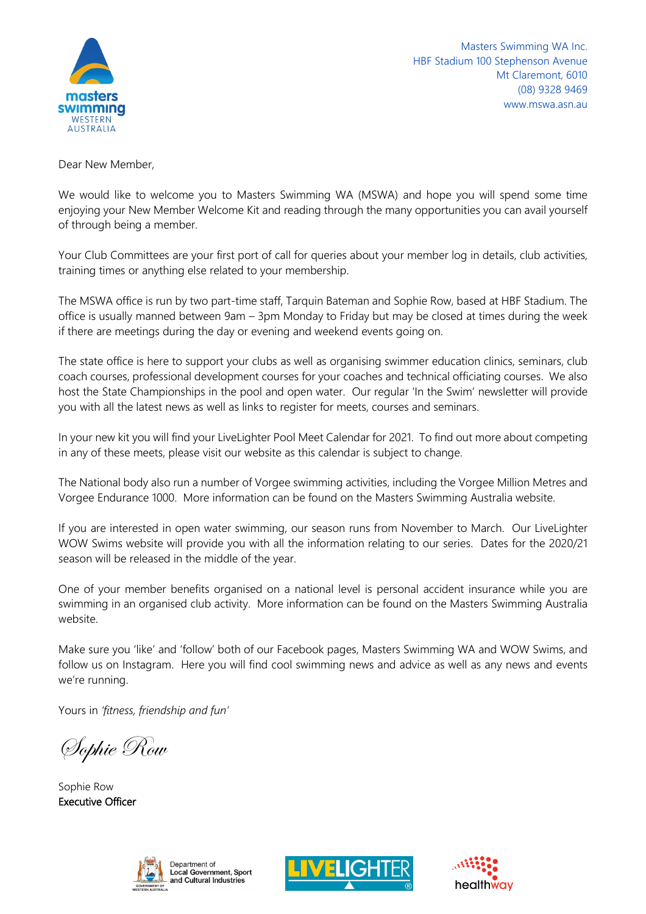Masters Swimming WA Inc.
HBF Stadium 100 Stephenson Avenue
Mt Claremont, 6010
(08) 9328 9469
www.mswa.asn.au

Dear New Member,

We would like to welcome you to Masters Swimming WA (MSWA) and hope you will spend some time enjoying your New Member Welcome Kit and reading through the many opportunities you can avail yourself of through being a member.

Your Club Committees are your first port of call for queries about your member log in details, club activities, training times or anything else related to your membership.

The MSWA office is run by two part-time staff, Tarquin Bateman and Sophie Row, based at HBF Stadium. The office is usually manned between 9am – 3pm Monday to Friday but may be closed at times during the week if there are meetings during the day or evening and weekend events going on.

The state office is here to support your clubs as well as organising swimmer education clinics, seminars, club coach courses, professional development courses for your coaches and technical officiating courses. We also host the State Championships in the pool and open water. Our regular 'In the Swim' newsletter will provide you with all the latest news as well as links to register for meets, courses and seminars.

In your new kit you will find your LiveLighter Pool Meet Calendar for 2021. To find out more about competing in any of these meets, please visit our website as this calendar is subject to change.

The National body also run a number of Vorgee swimming activities, including the Vorgee Million Metres and Vorgee Endurance 1000. More information can be found on the Masters Swimming Australia website.

If you are interested in open water swimming, our season runs from November to March. Our LiveLighter WOW Swims website will provide you with all the information relating to our series. Dates for the 2020/21 season will be released in the middle of the year.

One of your member benefits organised on a national level is personal accident insurance while you are swimming in an organised club activity. More information can be found on the Masters Swimming Australia website.

Make sure you 'like' and 'follow' both of our Facebook pages, Masters Swimming WA and WOW Swims, and follow us on Instagram. Here you will find cool swimming news and advice as well as any news and events we're running.

Yours in *'fitness, friendship and fun'*

*Sophie Row*

Sophie Row
**Executive Officer**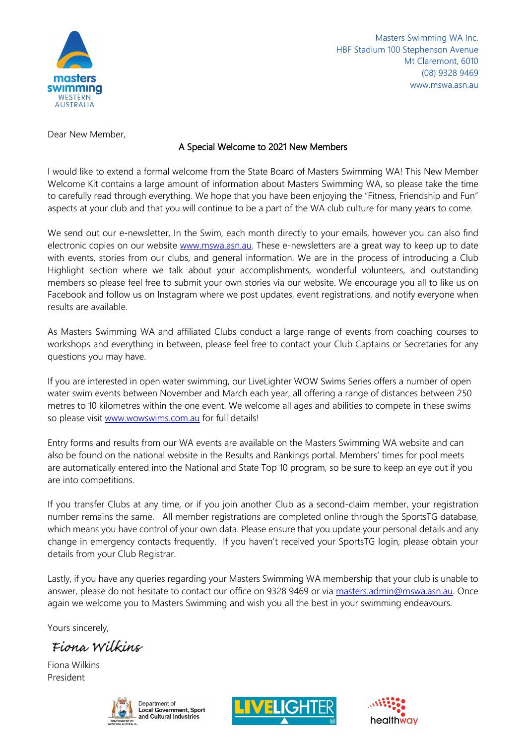Masters Swimming WA Inc.
HBF Stadium 100 Stephenson Avenue
Mt Claremont, 6010
(08) 9328 9469
www.mswa.asn.au

Dear New Member,

**A Special Welcome to 2021 New Members**

I would like to extend a formal welcome from the State Board of Masters Swimming WA! This New Member Welcome Kit contains a large amount of information about Masters Swimming WA, so please take the time to carefully read through everything. We hope that you have been enjoying the "Fitness, Friendship and Fun" aspects at your club and that you will continue to be a part of the WA club culture for many years to come.

We send out our e-newsletter, In the Swim, each month directly to your emails, however you can also find electronic copies on our website www.mswa.asn.au. These e-newsletters are a great way to keep up to date with events, stories from our clubs, and general information. We are in the process of introducing a Club Highlight section where we talk about your accomplishments, wonderful volunteers, and outstanding members so please feel free to submit your own stories via our website. We encourage you all to like us on Facebook and follow us on Instagram where we post updates, event registrations, and notify everyone when results are available.

As Masters Swimming WA and affiliated Clubs conduct a large range of events from coaching courses to workshops and everything in between, please feel free to contact your Club Captains or Secretaries for any questions you may have.

If you are interested in open water swimming, our LiveLighter WOW Swims Series offers a number of open water swim events between November and March each year, all offering a range of distances between 250 metres to 10 kilometres within the one event. We welcome all ages and abilities to compete in these swims so please visit www.wowswims.com.au for full details!

Entry forms and results from our WA events are available on the Masters Swimming WA website and can also be found on the national website in the Results and Rankings portal. Members' times for pool meets are automatically entered into the National and State Top 10 program, so be sure to keep an eye out if you are into competitions.

If you transfer Clubs at any time, or if you join another Club as a second-claim member, your registration number remains the same. All member registrations are completed online through the SportsTG database, which means you have control of your own data. Please ensure that you update your personal details and any change in emergency contacts frequently. If you haven't received your SportsTG login, please obtain your details from your Club Registrar.

Lastly, if you have any queries regarding your Masters Swimming WA membership that your club is unable to answer, please do not hesitate to contact our office on 9328 9469 or via masters.admin@mswa.asn.au. Once again we welcome you to Masters Swimming and wish you all the best in your swimming endeavours.

Yours sincerely,

*Fiona Wilkins*

Fiona Wilkins
President

Department of Local Government, Sport and Cultural Industries

LIVELIGHTER

healthway